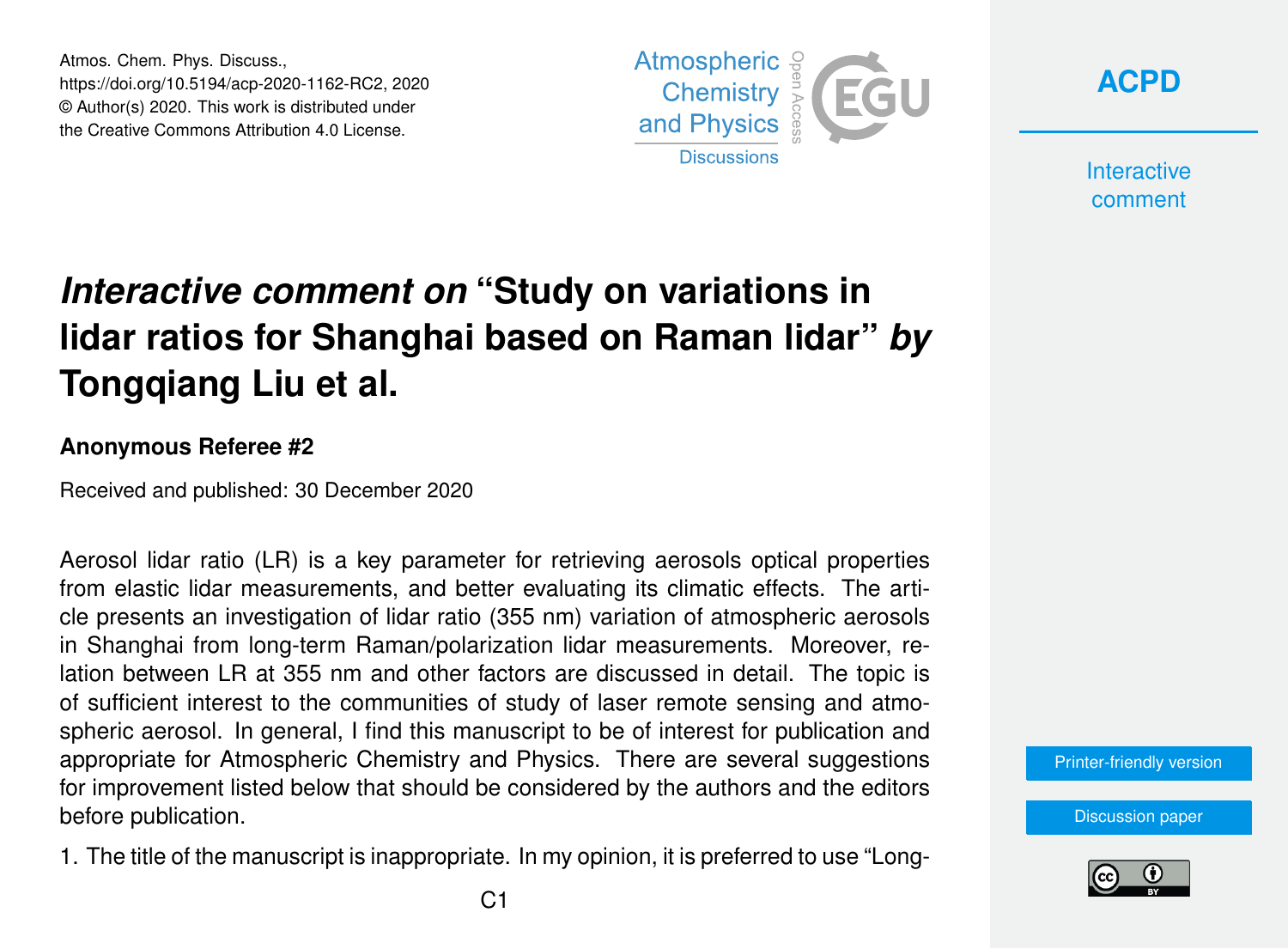Atmos. Chem. Phys. Discuss.,
https://doi.org/10.5194/acp-2020-1162-RC2, 2020
© Author(s) 2020. This work is distributed under
the Creative Commons Attribution 4.0 License.

# *Interactive comment on* "Study on variations in lidar ratios for Shanghai based on Raman lidar" *by* Tongqiang Liu et al.

**Anonymous Referee #2**

Received and published: 30 December 2020

Aerosol lidar ratio (LR) is a key parameter for retrieving aerosols optical properties from elastic lidar measurements, and better evaluating its climatic effects. The article presents an investigation of lidar ratio (355 nm) variation of atmospheric aerosols in Shanghai from long-term Raman/polarization lidar measurements. Moreover, relation between LR at 355 nm and other factors are discussed in detail. The topic is of sufficient interest to the communities of study of laser remote sensing and atmospheric aerosol. In general, I find this manuscript to be of interest for publication and appropriate for Atmospheric Chemistry and Physics. There are several suggestions for improvement listed below that should be considered by the authors and the editors before publication.

1. The title of the manuscript is inappropriate. In my opinion, it is preferred to use "Long-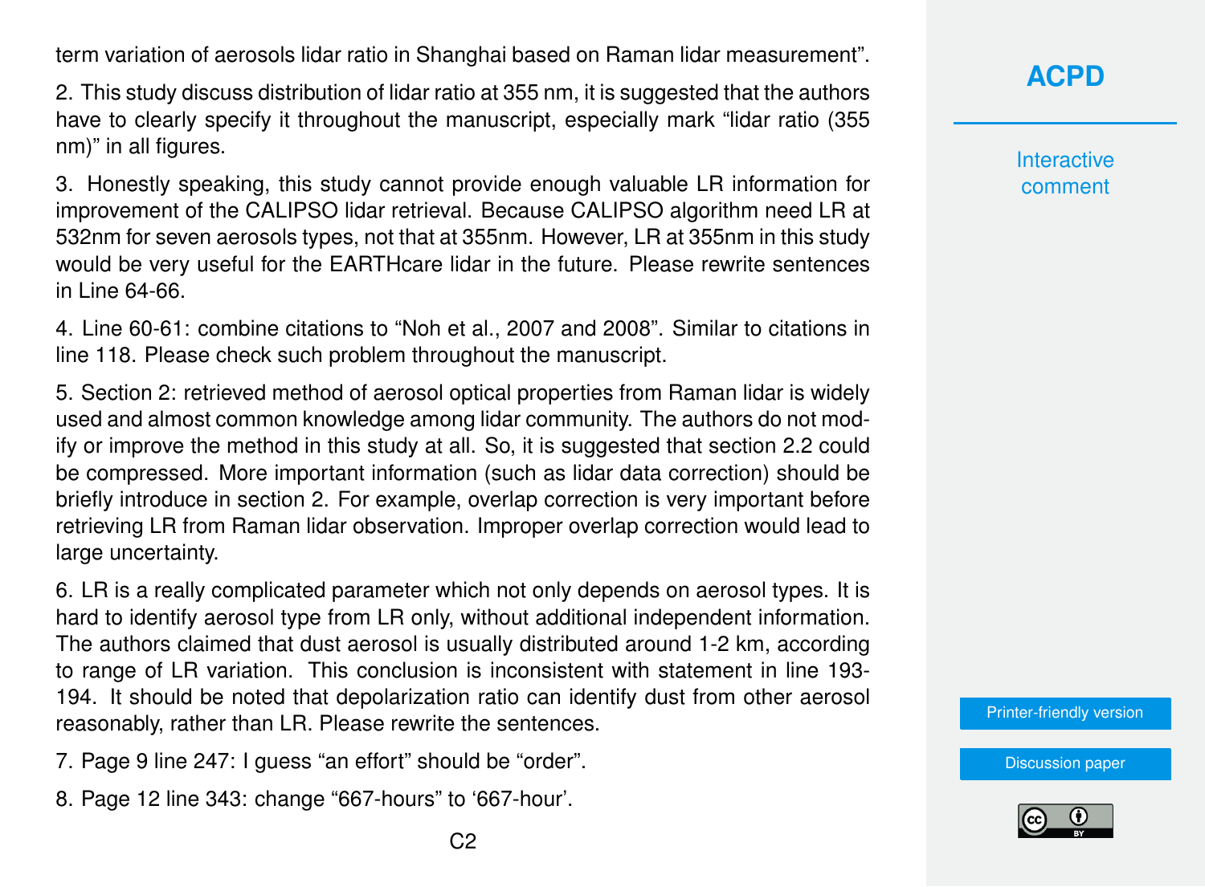term variation of aerosols lidar ratio in Shanghai based on Raman lidar measurement".

2. This study discuss distribution of lidar ratio at 355 nm, it is suggested that the authors have to clearly specify it throughout the manuscript, especially mark "lidar ratio (355 nm)" in all figures.

3. Honestly speaking, this study cannot provide enough valuable LR information for improvement of the CALIPSO lidar retrieval. Because CALIPSO algorithm need LR at 532nm for seven aerosols types, not that at 355nm. However, LR at 355nm in this study would be very useful for the EARTHcare lidar in the future. Please rewrite sentences in Line 64-66.

4. Line 60-61: combine citations to "Noh et al., 2007 and 2008". Similar to citations in line 118. Please check such problem throughout the manuscript.

5. Section 2: retrieved method of aerosol optical properties from Raman lidar is widely used and almost common knowledge among lidar community. The authors do not modify or improve the method in this study at all. So, it is suggested that section 2.2 could be compressed. More important information (such as lidar data correction) should be briefly introduce in section 2. For example, overlap correction is very important before retrieving LR from Raman lidar observation. Improper overlap correction would lead to large uncertainty.

6. LR is a really complicated parameter which not only depends on aerosol types. It is hard to identify aerosol type from LR only, without additional independent information. The authors claimed that dust aerosol is usually distributed around 1-2 km, according to range of LR variation. This conclusion is inconsistent with statement in line 193-194. It should be noted that depolarization ratio can identify dust from other aerosol reasonably, rather than LR. Please rewrite the sentences.

7. Page 9 line 247: I guess "an effort" should be "order".

8. Page 12 line 343: change "667-hours" to '667-hour'.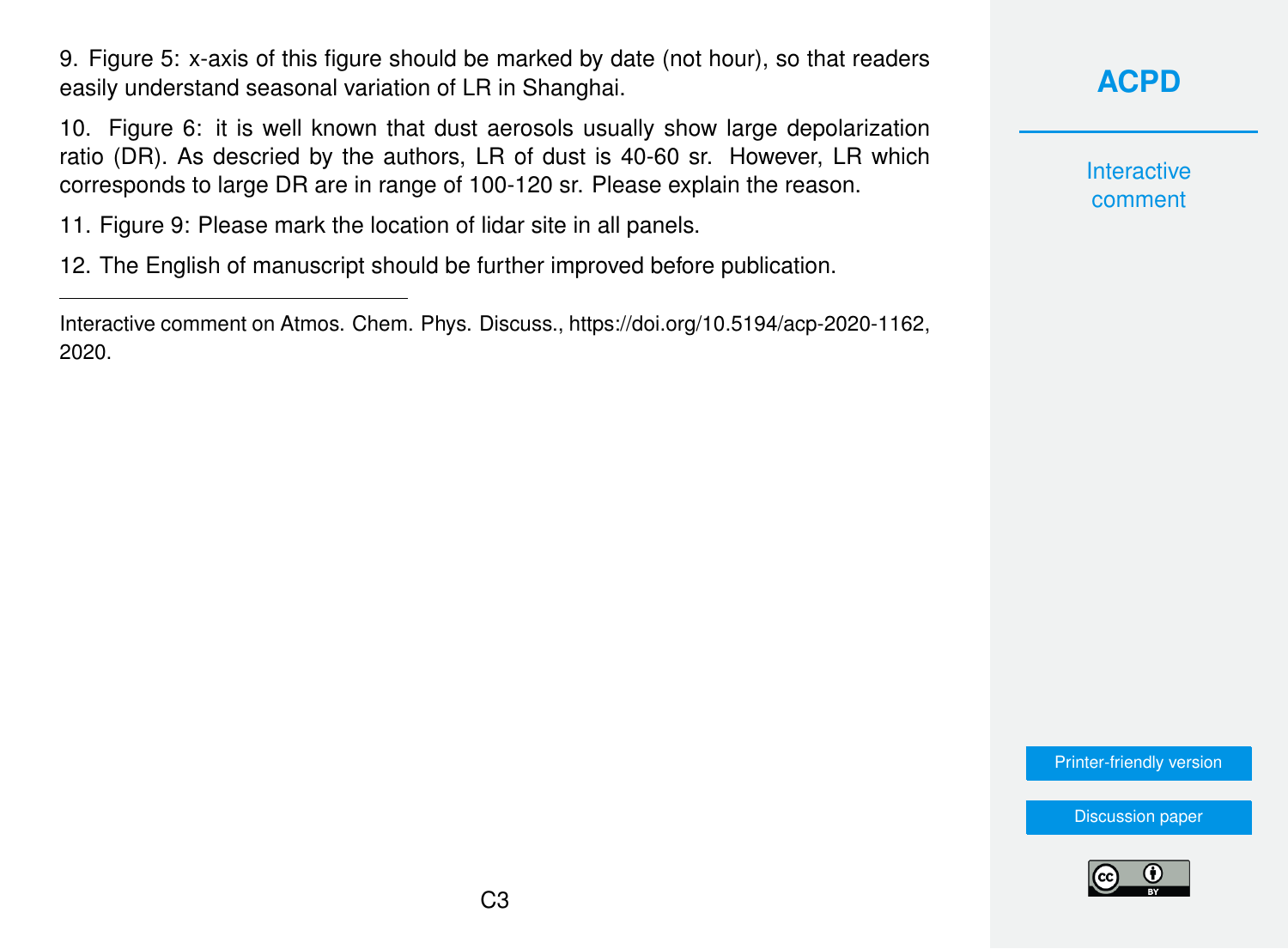9. Figure 5: x-axis of this figure should be marked by date (not hour), so that readers easily understand seasonal variation of LR in Shanghai.

10. Figure 6: it is well known that dust aerosols usually show large depolarization ratio (DR). As descried by the authors, LR of dust is 40-60 sr. However, LR which corresponds to large DR are in range of 100-120 sr. Please explain the reason.

11. Figure 9: Please mark the location of lidar site in all panels.

12. The English of manuscript should be further improved before publication.

---

Interactive comment on Atmos. Chem. Phys. Discuss., https://doi.org/10.5194/acp-2020-1162, 2020.